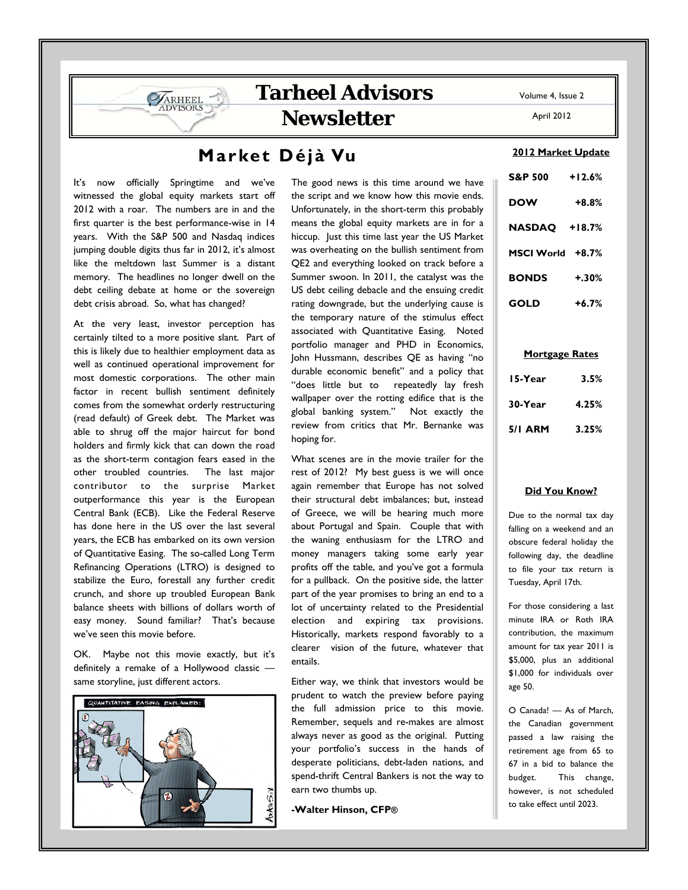# Tarheel Advisors Newsletter

Volume 4, Issue 2

April 2012

## Market Déjà Vu

It's now officially Springtime and we've witnessed the global equity markets start off 2012 with a roar. The numbers are in and the first quarter is the best performance-wise in 14 years. With the S&P 500 and Nasdaq indices jumping double digits thus far in 2012, it's almost like the meltdown last Summer is a distant memory. The headlines no longer dwell on the debt ceiling debate at home or the sovereign debt crisis abroad. So, what has changed?

At the very least, investor perception has certainly tilted to a more positive slant. Part of this is likely due to healthier employment data as well as continued operational improvement for most domestic corporations. The other main factor in recent bullish sentiment definitely comes from the somewhat orderly restructuring (read default) of Greek debt. The Market was able to shrug off the major haircut for bond holders and firmly kick that can down the road as the short-term contagion fears eased in the other troubled countries. The last major contributor to the surprise Market outperformance this year is the European Central Bank (ECB). Like the Federal Reserve has done here in the US over the last several years, the ECB has embarked on its own version of Quantitative Easing. The so-called Long Term Refinancing Operations (LTRO) is designed to stabilize the Euro, forestall any further credit crunch, and shore up troubled European Bank balance sheets with billions of dollars worth of easy money. Sound familiar? That's because we've seen this movie before.

OK. Maybe not this movie exactly, but it's definitely a remake of a Hollywood classic — same storyline, just different actors.

The good news is this time around we have the script and we know how this movie ends. Unfortunately, in the short-term this probably means the global equity markets are in for a hiccup. Just this time last year the US Market was overheating on the bullish sentiment from QE2 and everything looked on track before a Summer swoon. In 2011, the catalyst was the US debt ceiling debacle and the ensuing credit rating downgrade, but the underlying cause is the temporary nature of the stimulus effect associated with Quantitative Easing. Noted portfolio manager and PHD in Economics, John Hussmann, describes QE as having "no durable economic benefit" and a policy that "does little but to repeatedly lay fresh wallpaper over the rotting edifice that is the global banking system." Not exactly the review from critics that Mr. Bernanke was hoping for.

What scenes are in the movie trailer for the rest of 2012? My best guess is we will once again remember that Europe has not solved their structural debt imbalances; but, instead of Greece, we will be hearing much more about Portugal and Spain. Couple that with the waning enthusiasm for the LTRO and money managers taking some early year profits off the table, and you've got a formula for a pullback. On the positive side, the latter part of the year promises to bring an end to a lot of uncertainty related to the Presidential election and expiring tax provisions. Historically, markets respond favorably to a clearer vision of the future, whatever that entails.

Either way, we think that investors would be prudent to watch the preview before paying the full admission price to this movie. Remember, sequels and re-makes are almost always never as good as the original. Putting your portfolio's success in the hands of desperate politicians, debt-laden nations, and spend-thrift Central Bankers is not the way to earn two thumbs up.

**-Walter Hinson, CFP®**

### 2012 Market Update

| | |
|---|---|
| S&P 500 | +12.6% |
| DOW | +8.8% |
| NASDAQ | +18.7% |
| MSCI World | +8.7% |
| BONDS | +.30% |
| GOLD | +6.7% |

### Mortgage Rates

| | |
|---|---|
| 15-Year | 3.5% |
| 30-Year | 4.25% |
| 5/1 ARM | 3.25% |

### Did You Know?

Due to the normal tax day falling on a weekend and an obscure federal holiday the following day, the deadline to file your tax return is Tuesday, April 17th.

For those considering a last minute IRA or Roth IRA contribution, the maximum amount for tax year 2011 is $5,000, plus an additional $1,000 for individuals over age 50.

O Canada! — As of March, the Canadian government passed a law raising the retirement age from 65 to 67 in a bid to balance the budget. This change, however, is not scheduled to take effect until 2023.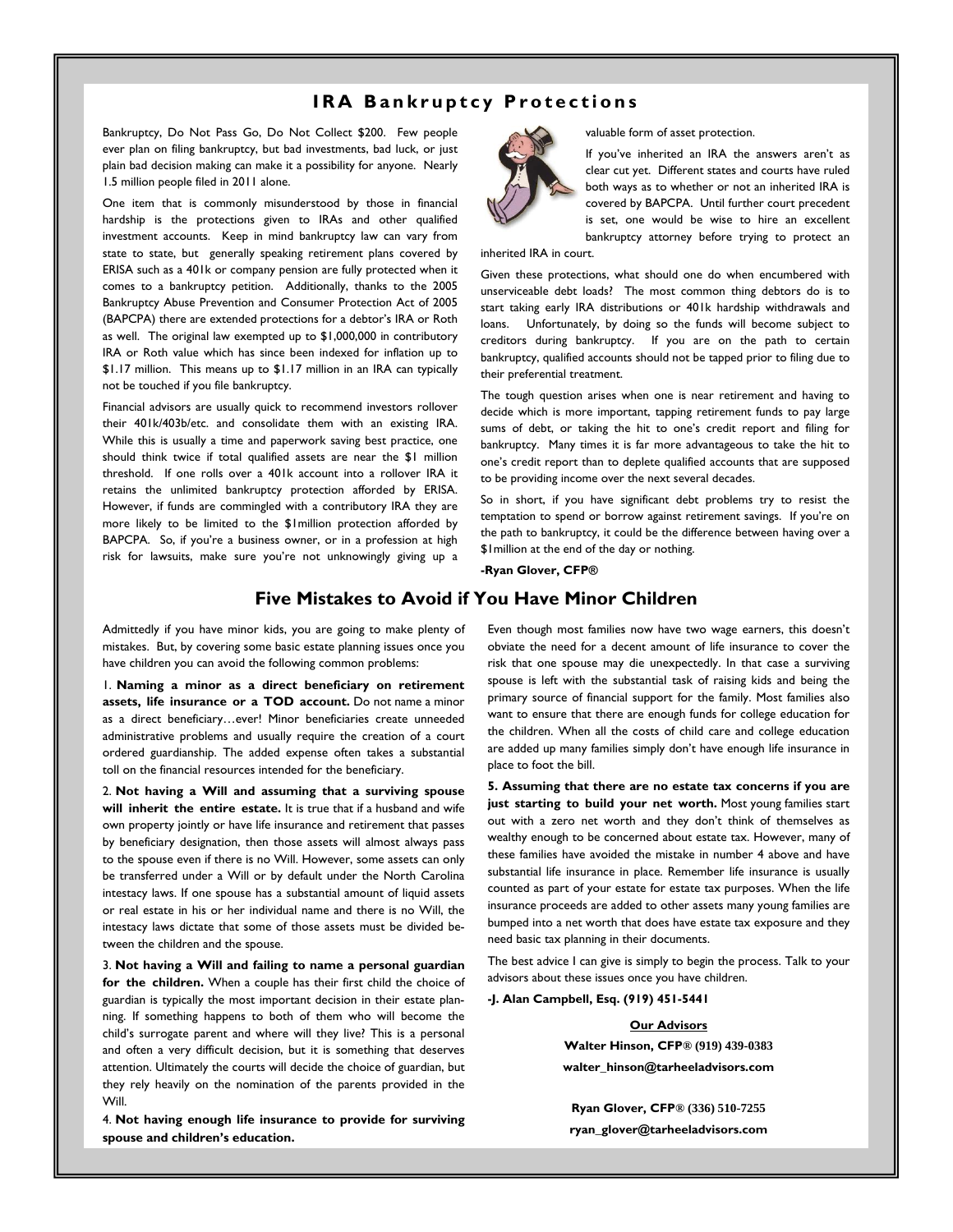## IRA Bankruptcy Protections

Bankruptcy, Do Not Pass Go, Do Not Collect $200. Few people ever plan on filing bankruptcy, but bad investments, bad luck, or just plain bad decision making can make it a possibility for anyone. Nearly 1.5 million people filed in 2011 alone.

One item that is commonly misunderstood by those in financial hardship is the protections given to IRAs and other qualified investment accounts. Keep in mind bankruptcy law can vary from state to state, but generally speaking retirement plans covered by ERISA such as a 401k or company pension are fully protected when it comes to a bankruptcy petition. Additionally, thanks to the 2005 Bankruptcy Abuse Prevention and Consumer Protection Act of 2005 (BAPCPA) there are extended protections for a debtor's IRA or Roth as well. The original law exempted up to $1,000,000 in contributory IRA or Roth value which has since been indexed for inflation up to $1.17 million. This means up to $1.17 million in an IRA can typically not be touched if you file bankruptcy.

Financial advisors are usually quick to recommend investors rollover their 401k/403b/etc. and consolidate them with an existing IRA. While this is usually a time and paperwork saving best practice, one should think twice if total qualified assets are near the $1 million threshold. If one rolls over a 401k account into a rollover IRA it retains the unlimited bankruptcy protection afforded by ERISA. However, if funds are commingled with a contributory IRA they are more likely to be limited to the $1million protection afforded by BAPCPA. So, if you're a business owner, or in a profession at high risk for lawsuits, make sure you're not unknowingly giving up a valuable form of asset protection.

If you've inherited an IRA the answers aren't as clear cut yet. Different states and courts have ruled both ways as to whether or not an inherited IRA is covered by BAPCPA. Until further court precedent is set, one would be wise to hire an excellent bankruptcy attorney before trying to protect an inherited IRA in court.

Given these protections, what should one do when encumbered with unserviceable debt loads? The most common thing debtors do is to start taking early IRA distributions or 401k hardship withdrawals and loans. Unfortunately, by doing so the funds will become subject to creditors during bankruptcy. If you are on the path to certain bankruptcy, qualified accounts should not be tapped prior to filing due to their preferential treatment.

The tough question arises when one is near retirement and having to decide which is more important, tapping retirement funds to pay large sums of debt, or taking the hit to one's credit report and filing for bankruptcy. Many times it is far more advantageous to take the hit to one's credit report than to deplete qualified accounts that are supposed to be providing income over the next several decades.

So in short, if you have significant debt problems try to resist the temptation to spend or borrow against retirement savings. If you're on the path to bankruptcy, it could be the difference between having over a $1million at the end of the day or nothing.

**-Ryan Glover, CFP®**

## Five Mistakes to Avoid if You Have Minor Children

Admittedly if you have minor kids, you are going to make plenty of mistakes. But, by covering some basic estate planning issues once you have children you can avoid the following common problems:

1. **Naming a minor as a direct beneficiary on retirement assets, life insurance or a TOD account.** Do not name a minor as a direct beneficiary…ever! Minor beneficiaries create unneeded administrative problems and usually require the creation of a court ordered guardianship. The added expense often takes a substantial toll on the financial resources intended for the beneficiary.

2. **Not having a Will and assuming that a surviving spouse will inherit the entire estate.** It is true that if a husband and wife own property jointly or have life insurance and retirement that passes by beneficiary designation, then those assets will almost always pass to the spouse even if there is no Will. However, some assets can only be transferred under a Will or by default under the North Carolina intestacy laws. If one spouse has a substantial amount of liquid assets or real estate in his or her individual name and there is no Will, the intestacy laws dictate that some of those assets must be divided between the children and the spouse.

3. **Not having a Will and failing to name a personal guardian for the children.** When a couple has their first child the choice of guardian is typically the most important decision in their estate planning. If something happens to both of them who will become the child's surrogate parent and where will they live? This is a personal and often a very difficult decision, but it is something that deserves attention. Ultimately the courts will decide the choice of guardian, but they rely heavily on the nomination of the parents provided in the Will.

4. **Not having enough life insurance to provide for surviving spouse and children's education.** Even though most families now have two wage earners, this doesn't obviate the need for a decent amount of life insurance to cover the risk that one spouse may die unexpectedly. In that case a surviving spouse is left with the substantial task of raising kids and being the primary source of financial support for the family. Most families also want to ensure that there are enough funds for college education for the children. When all the costs of child care and college education are added up many families simply don't have enough life insurance in place to foot the bill.

5. **Assuming that there are no estate tax concerns if you are just starting to build your net worth.** Most young families start out with a zero net worth and they don't think of themselves as wealthy enough to be concerned about estate tax. However, many of these families have avoided the mistake in number 4 above and have substantial life insurance in place. Remember life insurance is usually counted as part of your estate for estate tax purposes. When the life insurance proceeds are added to other assets many young families are bumped into a net worth that does have estate tax exposure and they need basic tax planning in their documents.

The best advice I can give is simply to begin the process. Talk to your advisors about these issues once you have children.

**-J. Alan Campbell, Esq. (919) 451-5441**

**Our Advisors**

**Walter Hinson, CFP® (919) 439-0383**
**walter_hinson@tarheeladvisors.com**

**Ryan Glover, CFP® (336) 510-7255**
**ryan_glover@tarheeladvisors.com**